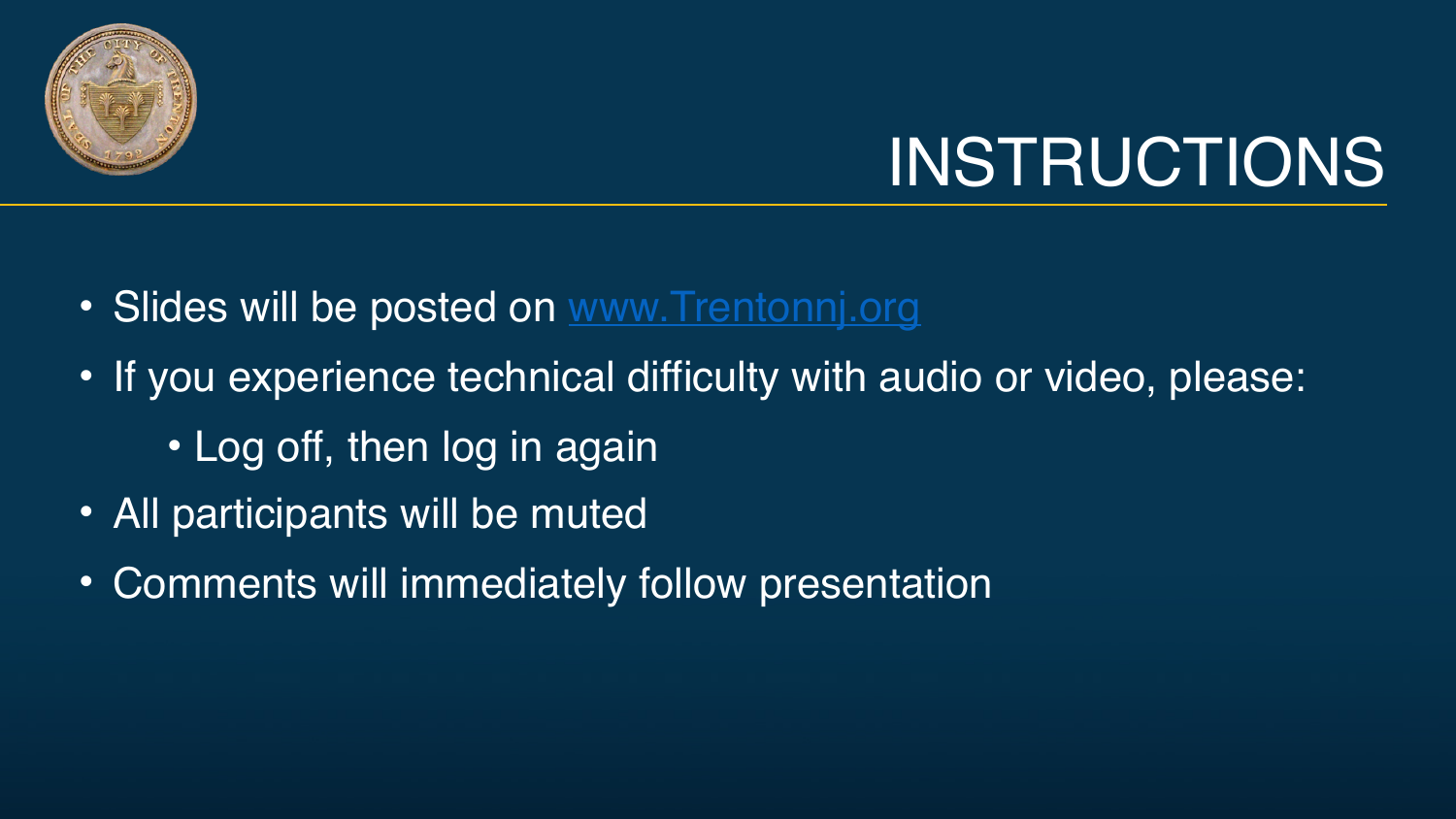# INSTRUCTIONS

- Slides will be posted on [www.Trentonnj.org](http://www.Trentonnj.org)
- If you experience technical difficulty with audio or video, please:
  - Log off, then log in again
- All participants will be muted
- Comments will immediately follow presentation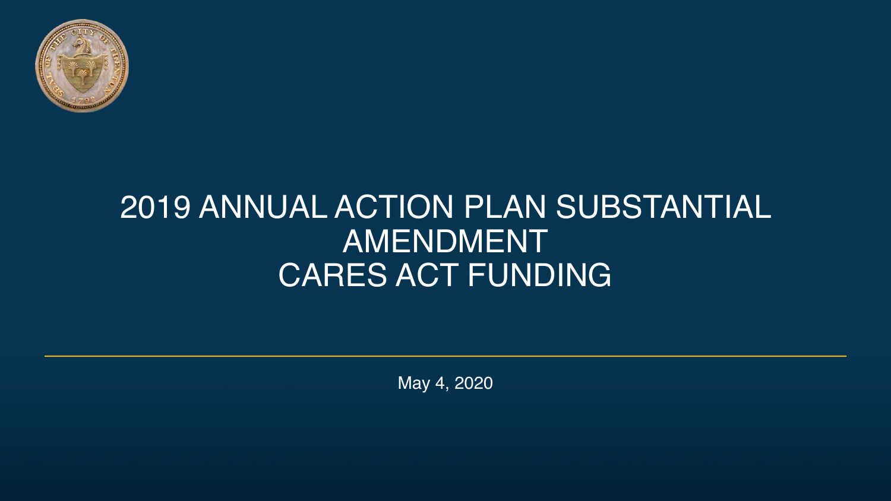# 2019 ANNUAL ACTION PLAN SUBSTANTIAL AMENDMENT
# CARES ACT FUNDING

May 4, 2020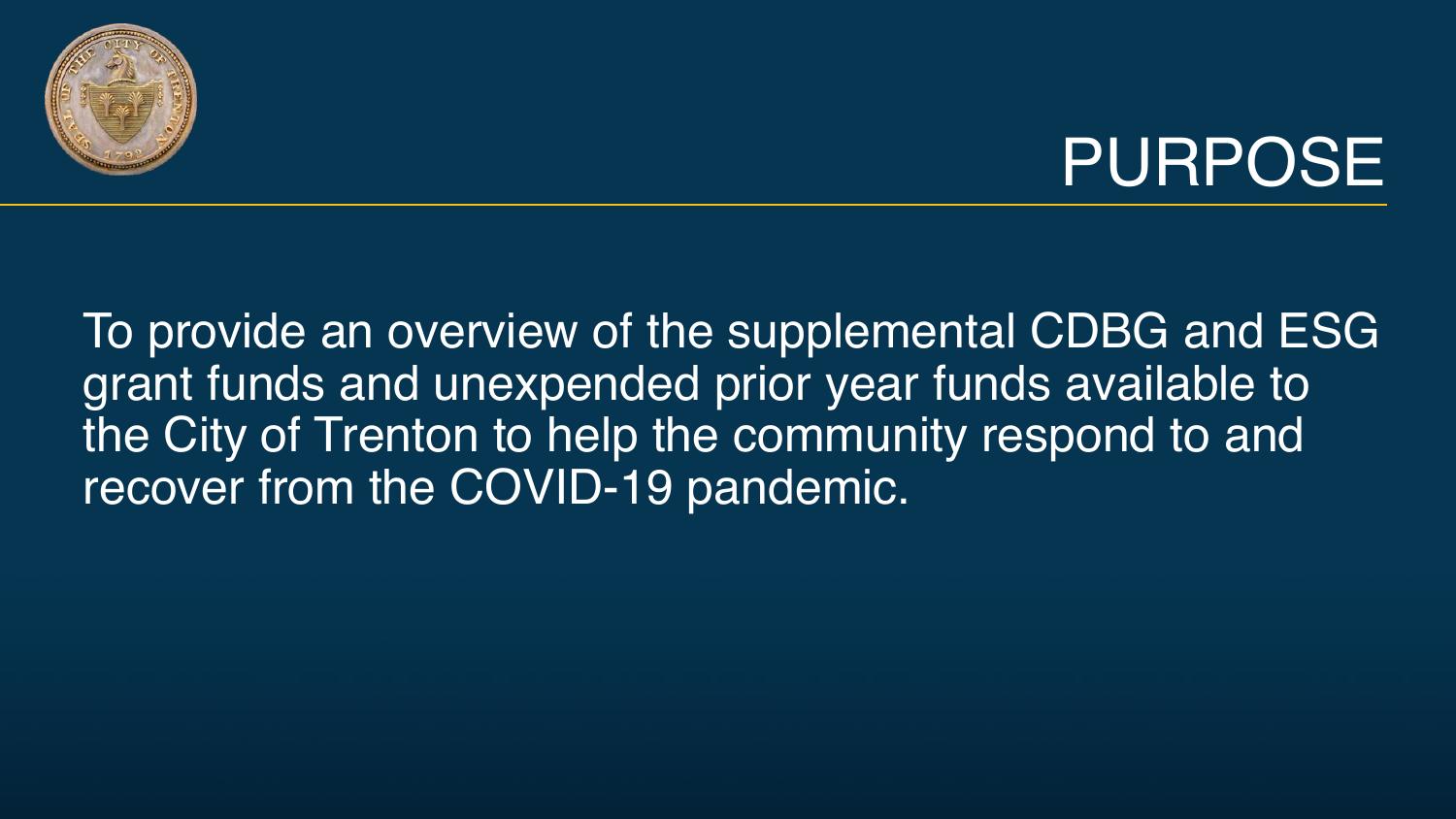# PURPOSE

To provide an overview of the supplemental CDBG and ESG grant funds and unexpended prior year funds available to the City of Trenton to help the community respond to and recover from the COVID-19 pandemic.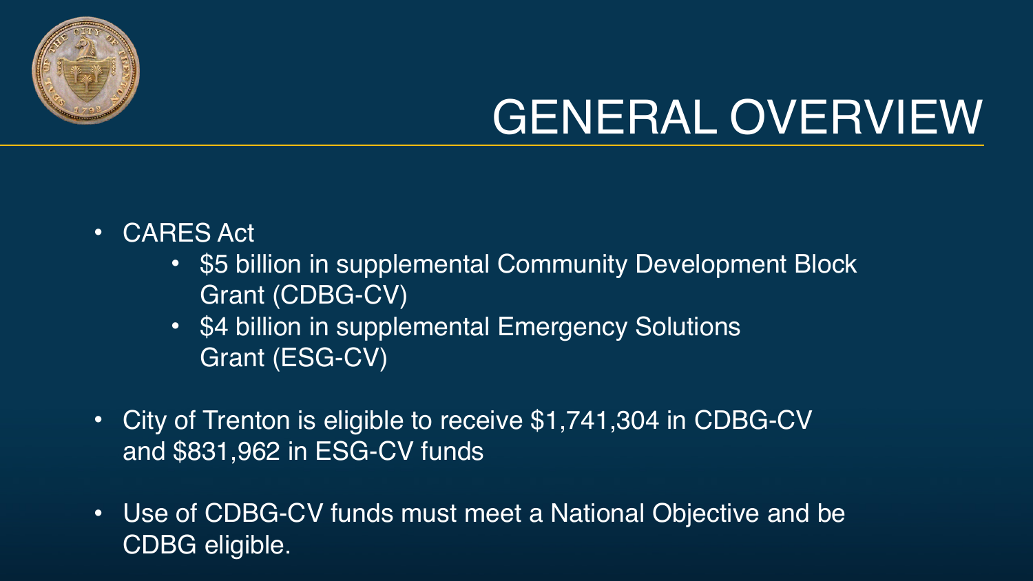# GENERAL OVERVIEW

- CARES Act
  - $5 billion in supplemental Community Development Block Grant (CDBG-CV)
  - $4 billion in supplemental Emergency Solutions Grant (ESG-CV)
- City of Trenton is eligible to receive $1,741,304 in CDBG-CV and $831,962 in ESG-CV funds
- Use of CDBG-CV funds must meet a National Objective and be CDBG eligible.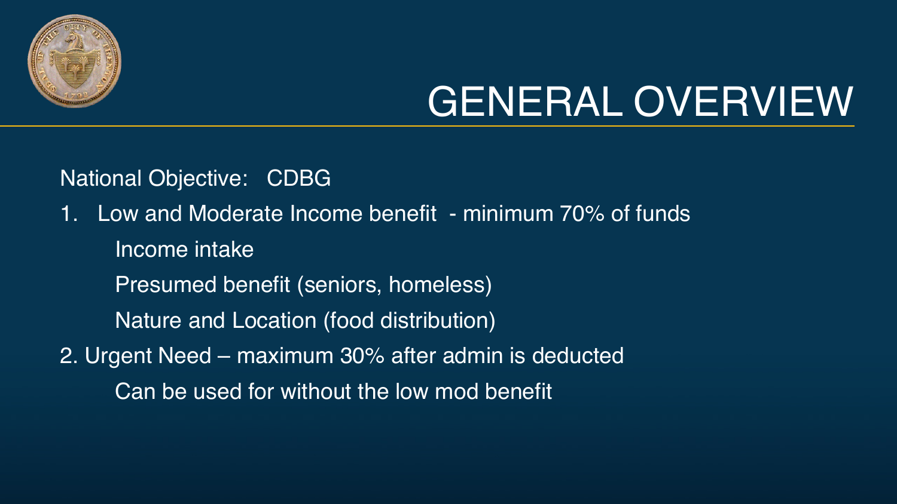# GENERAL OVERVIEW

National Objective: CDBG

1. Low and Moderate Income benefit - minimum 70% of funds
   - Income intake
   - Presumed benefit (seniors, homeless)
   - Nature and Location (food distribution)
2. Urgent Need – maximum 30% after admin is deducted
   - Can be used for without the low mod benefit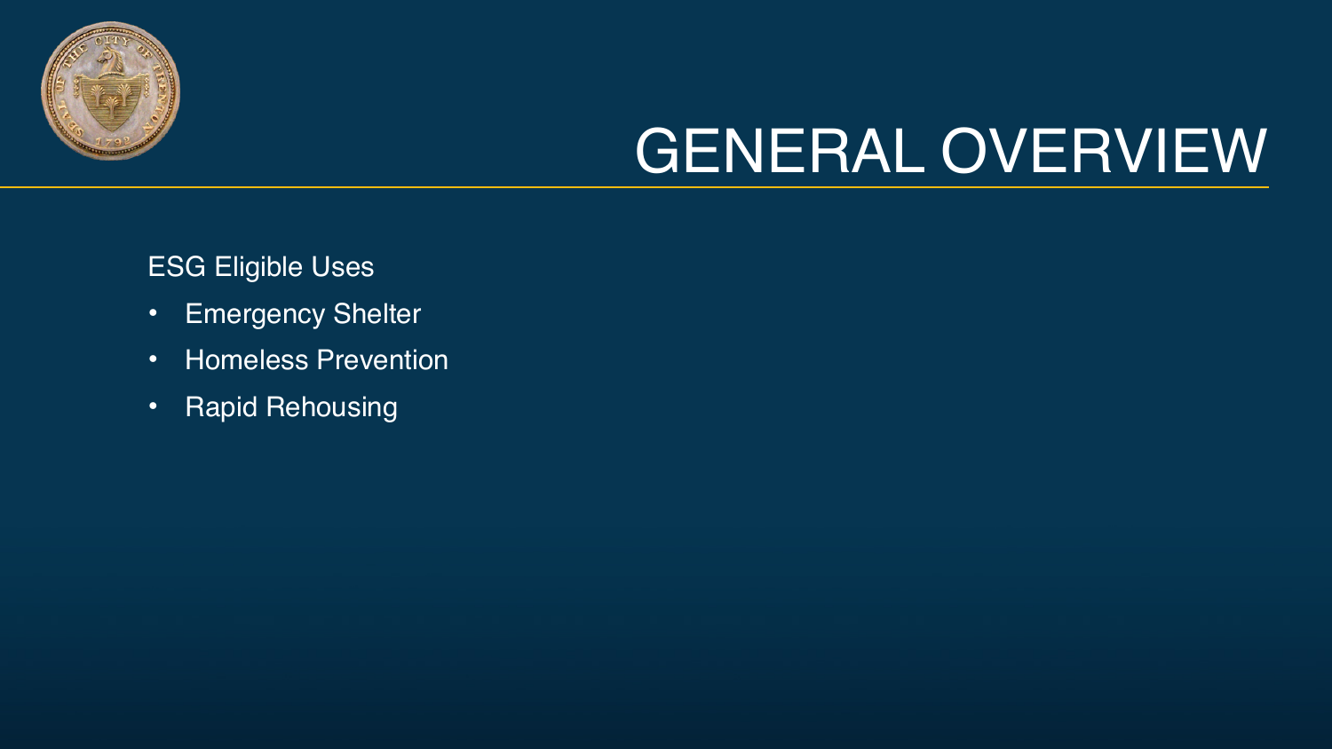# GENERAL OVERVIEW

ESG Eligible Uses

- Emergency Shelter
- Homeless Prevention
- Rapid Rehousing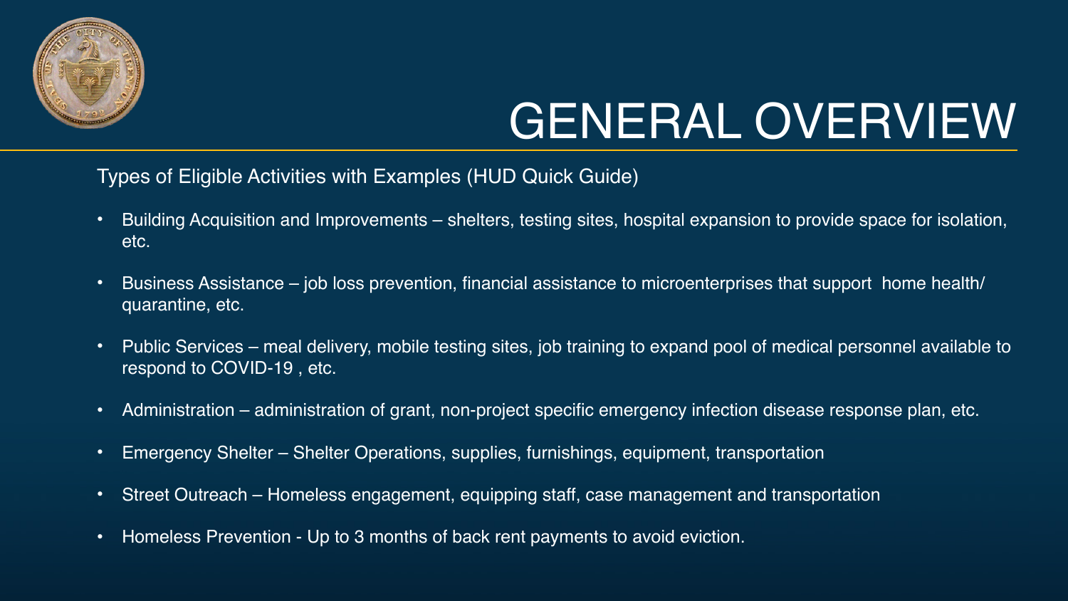# GENERAL OVERVIEW

Types of Eligible Activities with Examples (HUD Quick Guide)

- Building Acquisition and Improvements – shelters, testing sites, hospital expansion to provide space for isolation, etc.
- Business Assistance – job loss prevention, financial assistance to microenterprises that support home health/ quarantine, etc.
- Public Services – meal delivery, mobile testing sites, job training to expand pool of medical personnel available to respond to COVID-19 , etc.
- Administration – administration of grant, non-project specific emergency infection disease response plan, etc.
- Emergency Shelter – Shelter Operations, supplies, furnishings, equipment, transportation
- Street Outreach – Homeless engagement, equipping staff, case management and transportation
- Homeless Prevention - Up to 3 months of back rent payments to avoid eviction.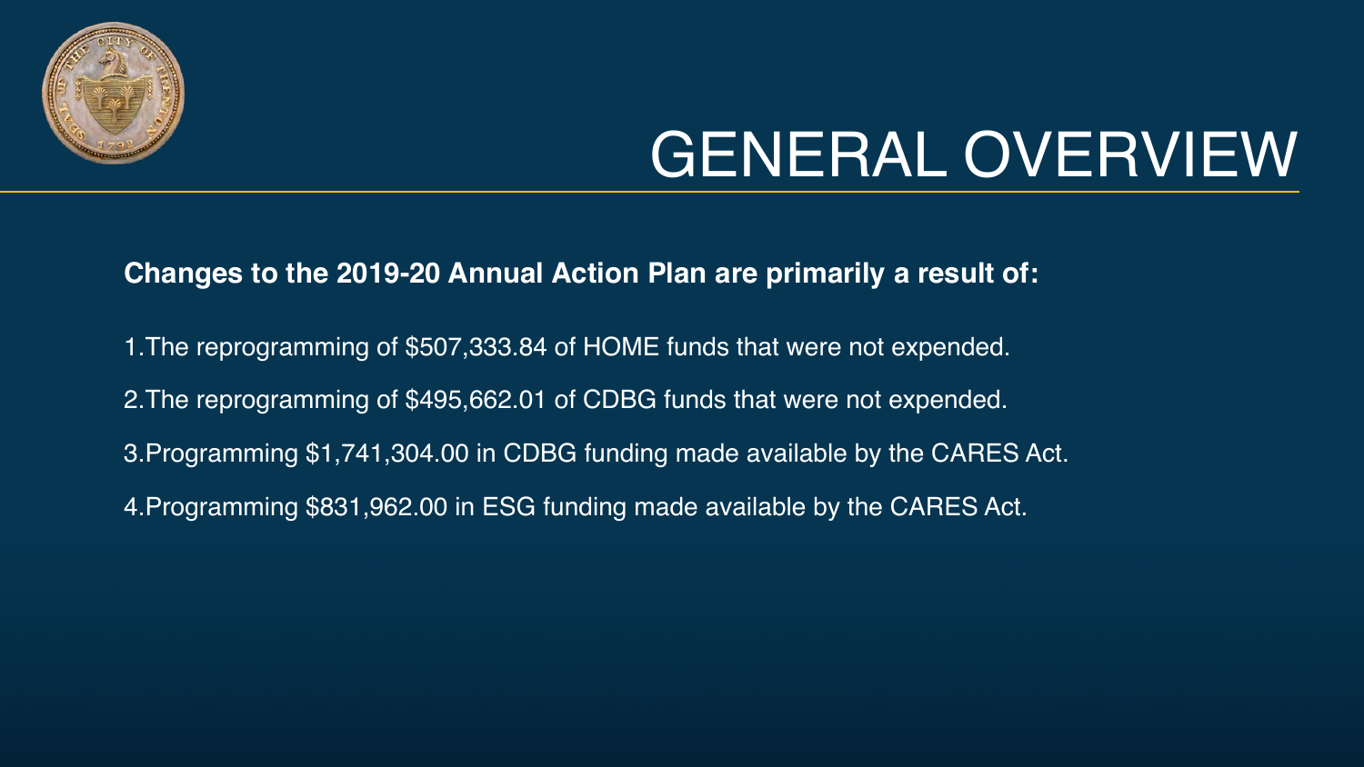# GENERAL OVERVIEW

**Changes to the 2019-20 Annual Action Plan are primarily a result of:**

1. The reprogramming of $507,333.84 of HOME funds that were not expended.
2. The reprogramming of $495,662.01 of CDBG funds that were not expended.
3. Programming $1,741,304.00 in CDBG funding made available by the CARES Act.
4. Programming $831,962.00 in ESG funding made available by the CARES Act.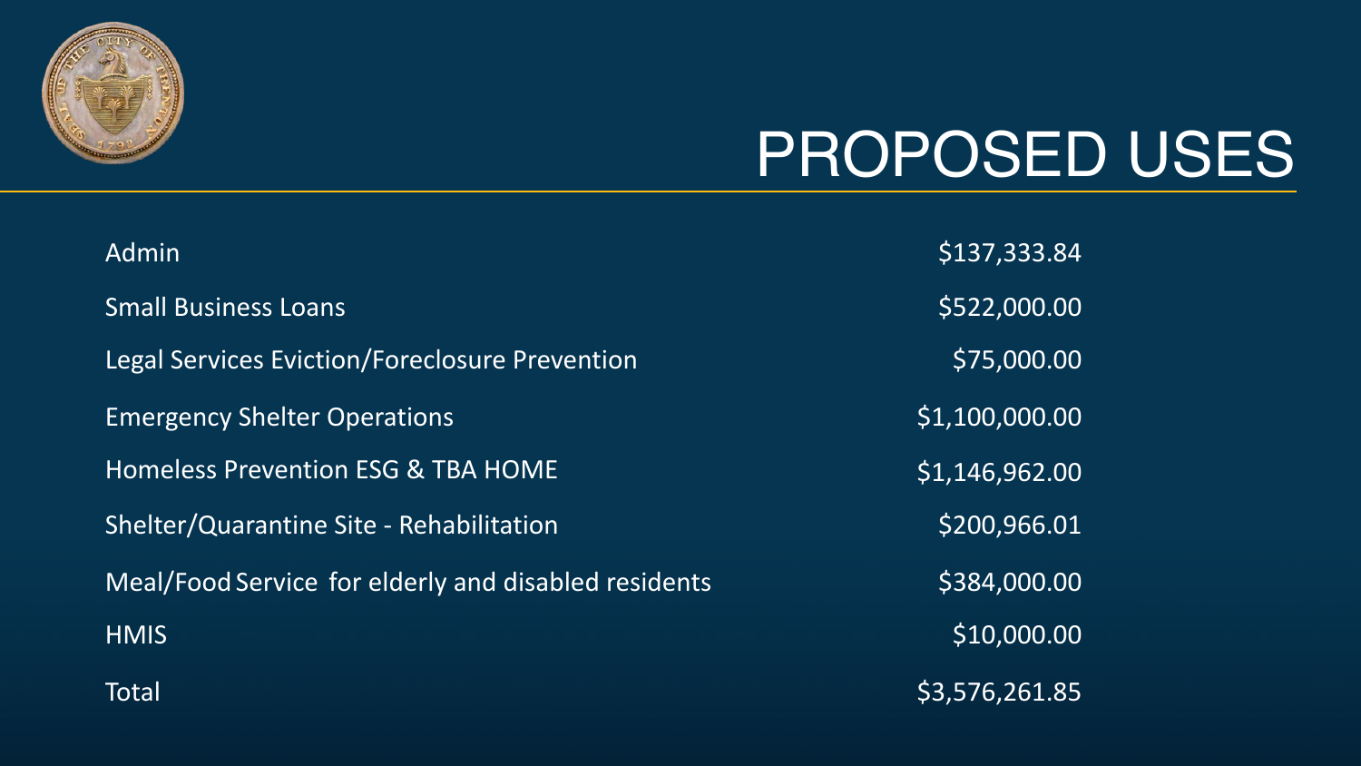# PROPOSED USES

| | |
|---|---|
| Admin | $137,333.84 |
| Small Business Loans | $522,000.00 |
| Legal Services Eviction/Foreclosure Prevention | $75,000.00 |
| Emergency Shelter Operations | $1,100,000.00 |
| Homeless Prevention ESG & TBA HOME | $1,146,962.00 |
| Shelter/Quarantine Site - Rehabilitation | $200,966.01 |
| Meal/Food Service for elderly and disabled residents | $384,000.00 |
| HMIS | $10,000.00 |
| Total | $3,576,261.85 |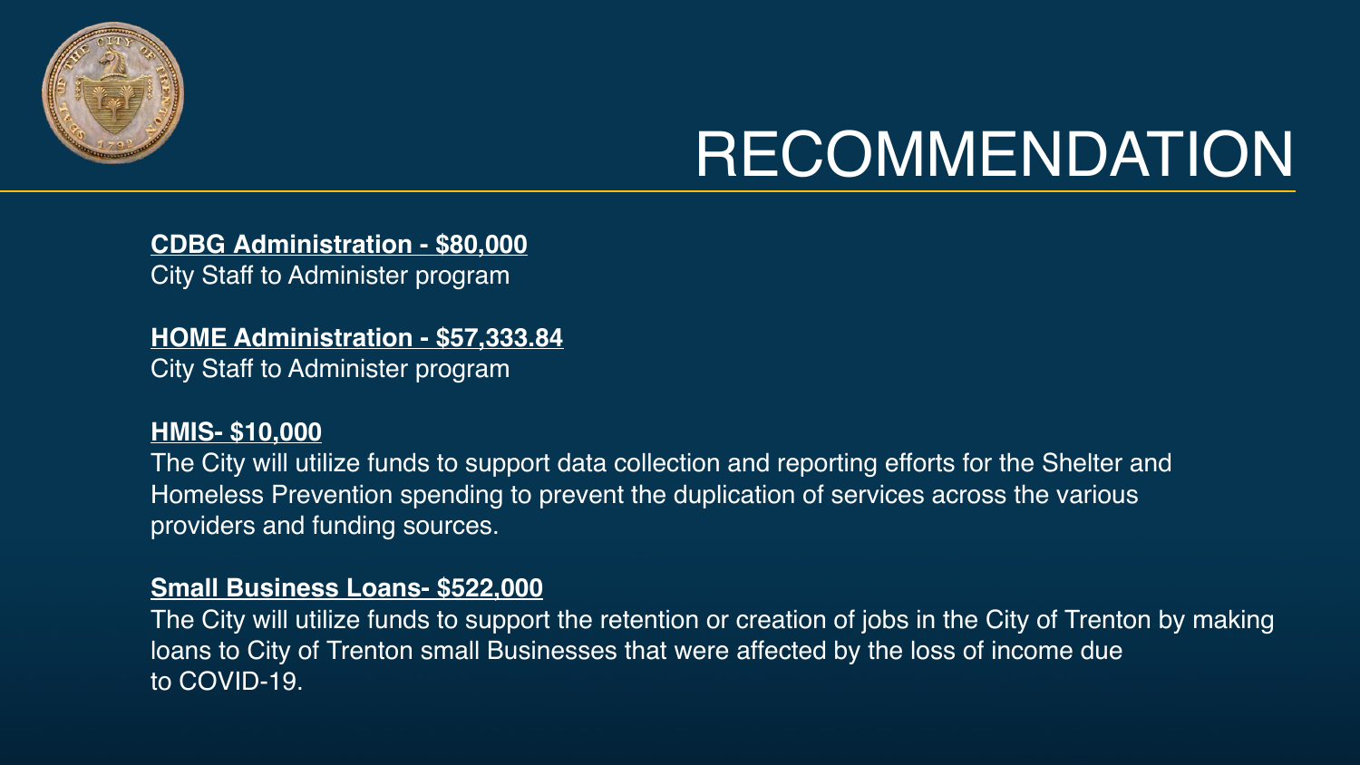# RECOMMENDATION

**CDBG Administration - $80,000**
City Staff to Administer program

**HOME Administration - $57,333.84**
City Staff to Administer program

**HMIS- $10,000**
The City will utilize funds to support data collection and reporting efforts for the Shelter and Homeless Prevention spending to prevent the duplication of services across the various providers and funding sources.

**Small Business Loans- $522,000**
The City will utilize funds to support the retention or creation of jobs in the City of Trenton by making loans to City of Trenton small Businesses that were affected by the loss of income due to COVID-19.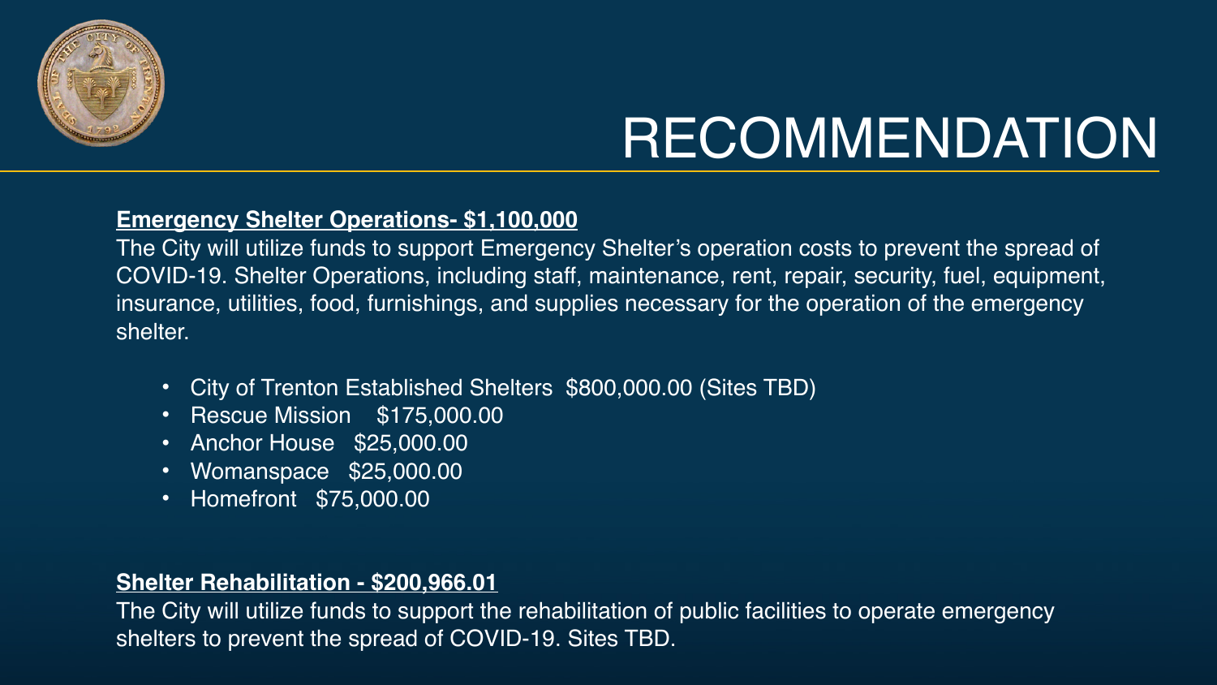# RECOMMENDATION

**Emergency Shelter Operations- $1,100,000**

The City will utilize funds to support Emergency Shelter's operation costs to prevent the spread of COVID-19. Shelter Operations, including staff, maintenance, rent, repair, security, fuel, equipment, insurance, utilities, food, furnishings, and supplies necessary for the operation of the emergency shelter.

- City of Trenton Established Shelters $800,000.00 (Sites TBD)
- Rescue Mission $175,000.00
- Anchor House $25,000.00
- Womanspace $25,000.00
- Homefront $75,000.00

**Shelter Rehabilitation - $200,966.01**

The City will utilize funds to support the rehabilitation of public facilities to operate emergency shelters to prevent the spread of COVID-19. Sites TBD.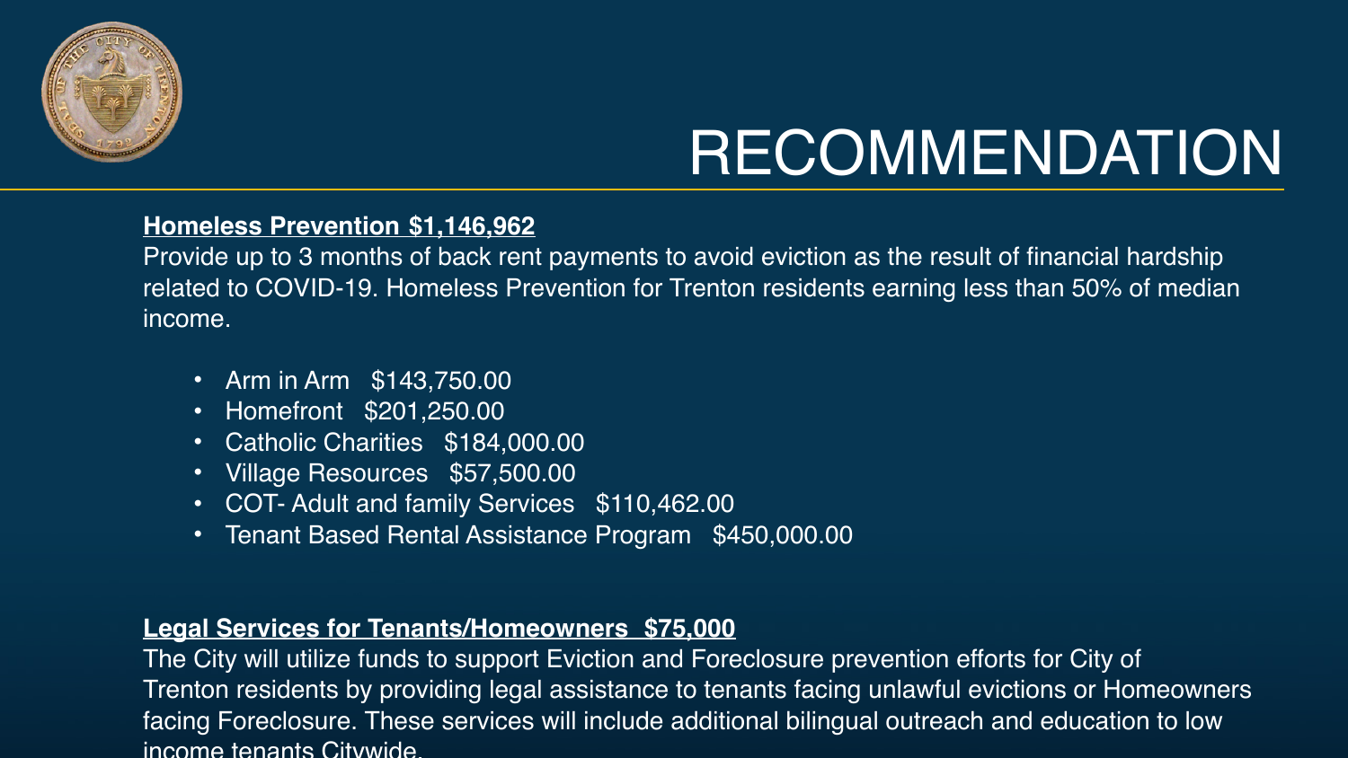# RECOMMENDATION

**Homeless Prevention $1,146,962**

Provide up to 3 months of back rent payments to avoid eviction as the result of financial hardship related to COVID-19. Homeless Prevention for Trenton residents earning less than 50% of median income.

- Arm in Arm $143,750.00
- Homefront $201,250.00
- Catholic Charities $184,000.00
- Village Resources $57,500.00
- COT- Adult and family Services $110,462.00
- Tenant Based Rental Assistance Program $450,000.00

**Legal Services for Tenants/Homeowners $75,000**

The City will utilize funds to support Eviction and Foreclosure prevention efforts for City of Trenton residents by providing legal assistance to tenants facing unlawful evictions or Homeowners facing Foreclosure. These services will include additional bilingual outreach and education to low income tenants Citywide.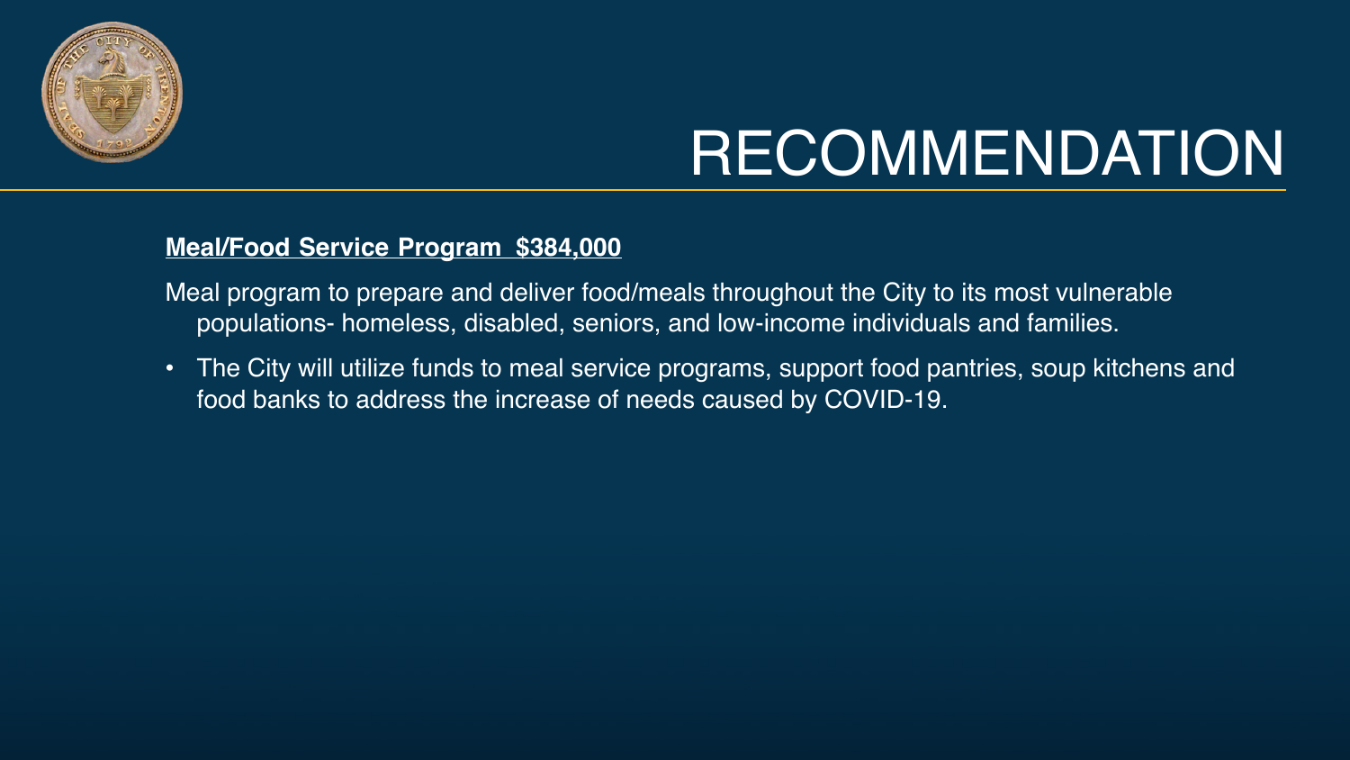# RECOMMENDATION

**Meal/Food Service Program $384,000**

Meal program to prepare and deliver food/meals throughout the City to its most vulnerable populations- homeless, disabled, seniors, and low-income individuals and families.

- The City will utilize funds to meal service programs, support food pantries, soup kitchens and food banks to address the increase of needs caused by COVID-19.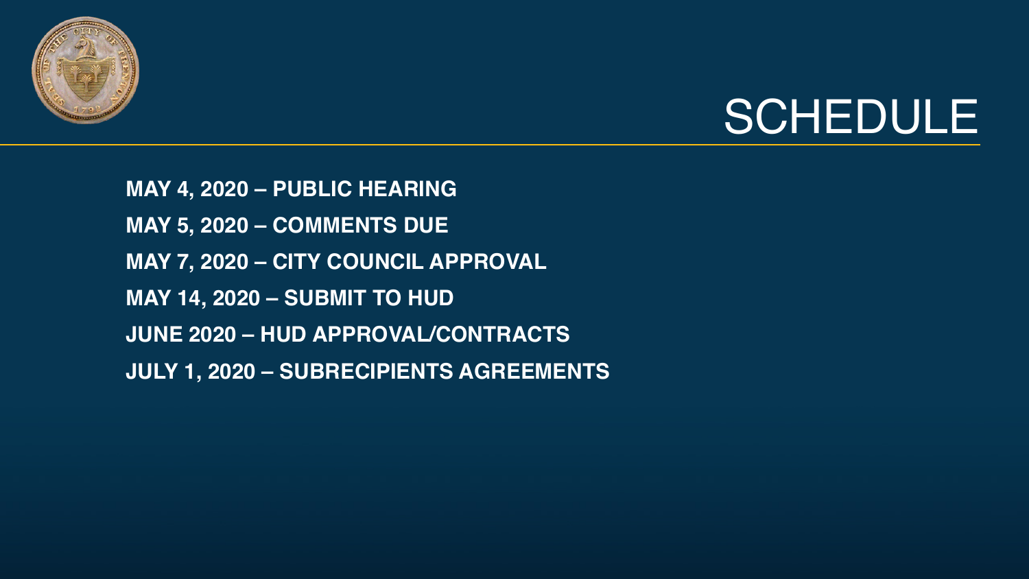# SCHEDULE

**MAY 4, 2020 – PUBLIC HEARING**

**MAY 5, 2020 – COMMENTS DUE**

**MAY 7, 2020 – CITY COUNCIL APPROVAL**

**MAY 14, 2020 – SUBMIT TO HUD**

**JUNE 2020 – HUD APPROVAL/CONTRACTS**

**JULY 1, 2020 – SUBRECIPIENTS AGREEMENTS**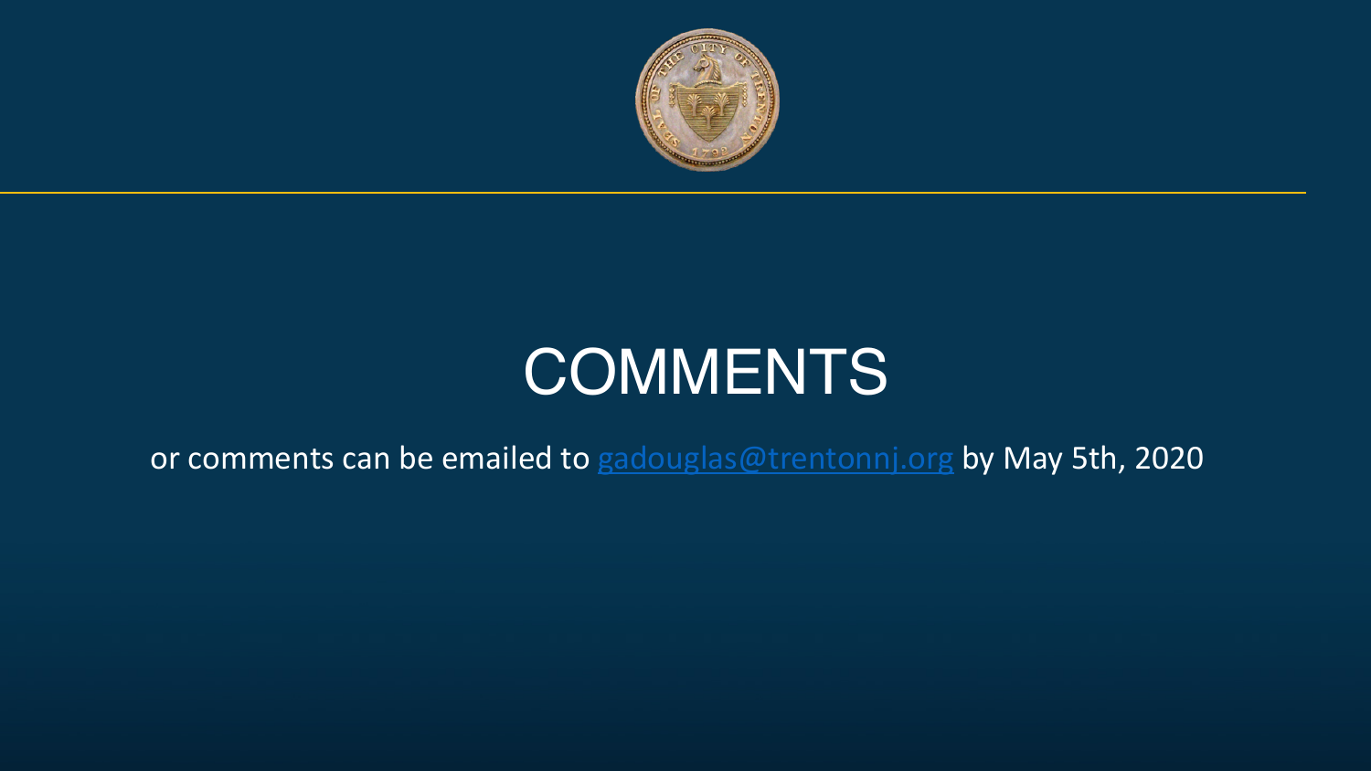# COMMENTS

or comments can be emailed to gadouglas@trentonnj.org by May 5th, 2020